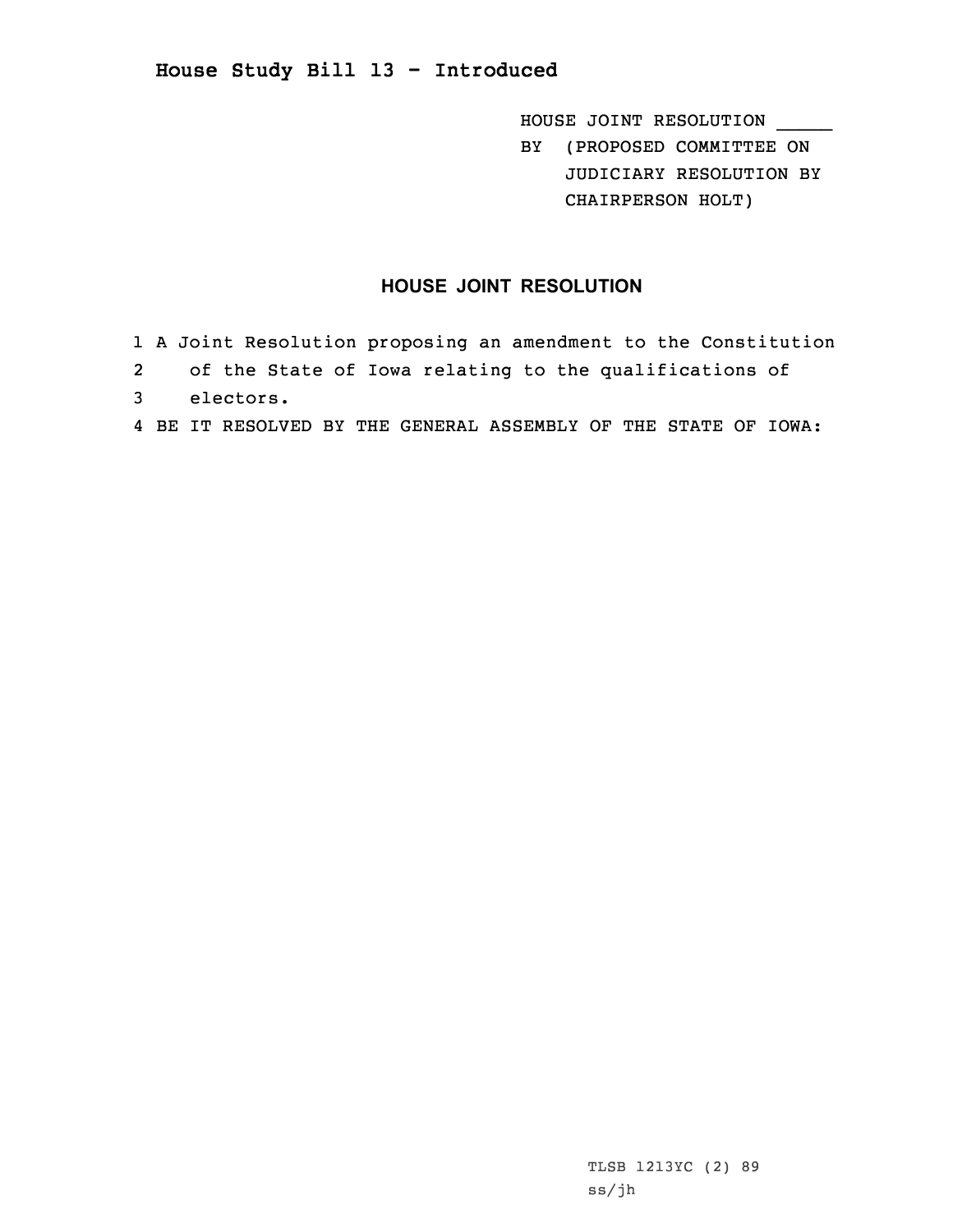# House Study Bill 13 - Introduced

HOUSE JOINT RESOLUTION _____

BY (PROPOSED COMMITTEE ON JUDICIARY RESOLUTION BY CHAIRPERSON HOLT)

## HOUSE JOINT RESOLUTION

1 A Joint Resolution proposing an amendment to the Constitution
2 of the State of Iowa relating to the qualifications of
3 electors.
4 BE IT RESOLVED BY THE GENERAL ASSEMBLY OF THE STATE OF IOWA:

TLSB 1213YC (2) 89
ss/jh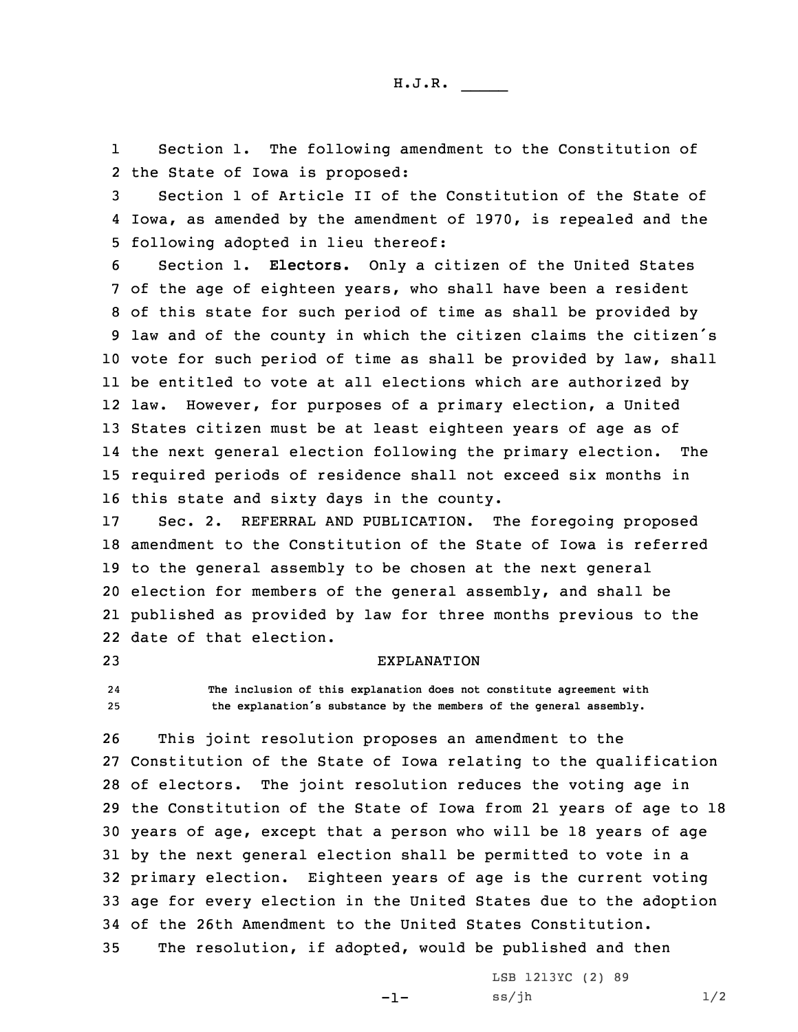H.J.R. _____

Section 1. The following amendment to the Constitution of the State of Iowa is proposed:

Section 1 of Article II of the Constitution of the State of Iowa, as amended by the amendment of 1970, is repealed and the following adopted in lieu thereof:

Section 1. **Electors.** Only a citizen of the United States of the age of eighteen years, who shall have been a resident of this state for such period of time as shall be provided by law and of the county in which the citizen claims the citizen's vote for such period of time as shall be provided by law, shall be entitled to vote at all elections which are authorized by law. However, for purposes of a primary election, a United States citizen must be at least eighteen years of age as of the next general election following the primary election. The required periods of residence shall not exceed six months in this state and sixty days in the county.

Sec. 2. REFERRAL AND PUBLICATION. The foregoing proposed amendment to the Constitution of the State of Iowa is referred to the general assembly to be chosen at the next general election for members of the general assembly, and shall be published as provided by law for three months previous to the date of that election.

EXPLANATION

The inclusion of this explanation does not constitute agreement with the explanation's substance by the members of the general assembly.

This joint resolution proposes an amendment to the Constitution of the State of Iowa relating to the qualification of electors. The joint resolution reduces the voting age in the Constitution of the State of Iowa from 21 years of age to 18 years of age, except that a person who will be 18 years of age by the next general election shall be permitted to vote in a primary election. Eighteen years of age is the current voting age for every election in the United States due to the adoption of the 26th Amendment to the United States Constitution.

The resolution, if adopted, would be published and then

LSB 1213YC (2) 89
ss/jh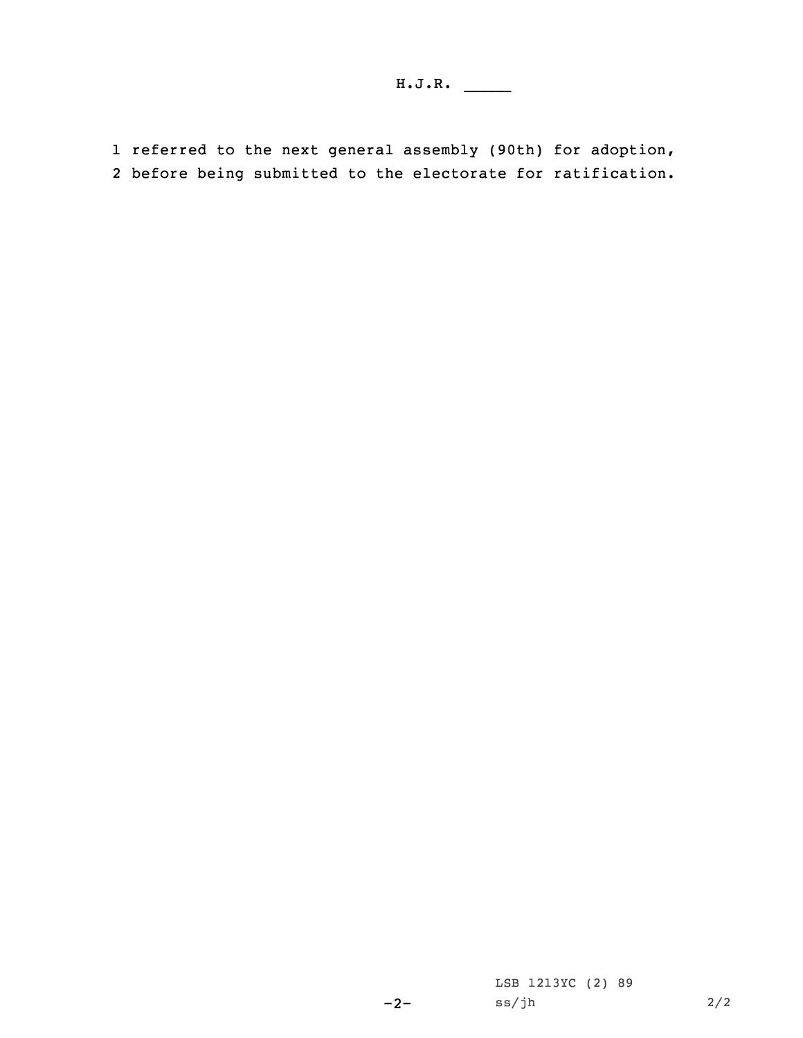referred to the next general assembly (90th) for adoption,
before being submitted to the electorate for ratification.